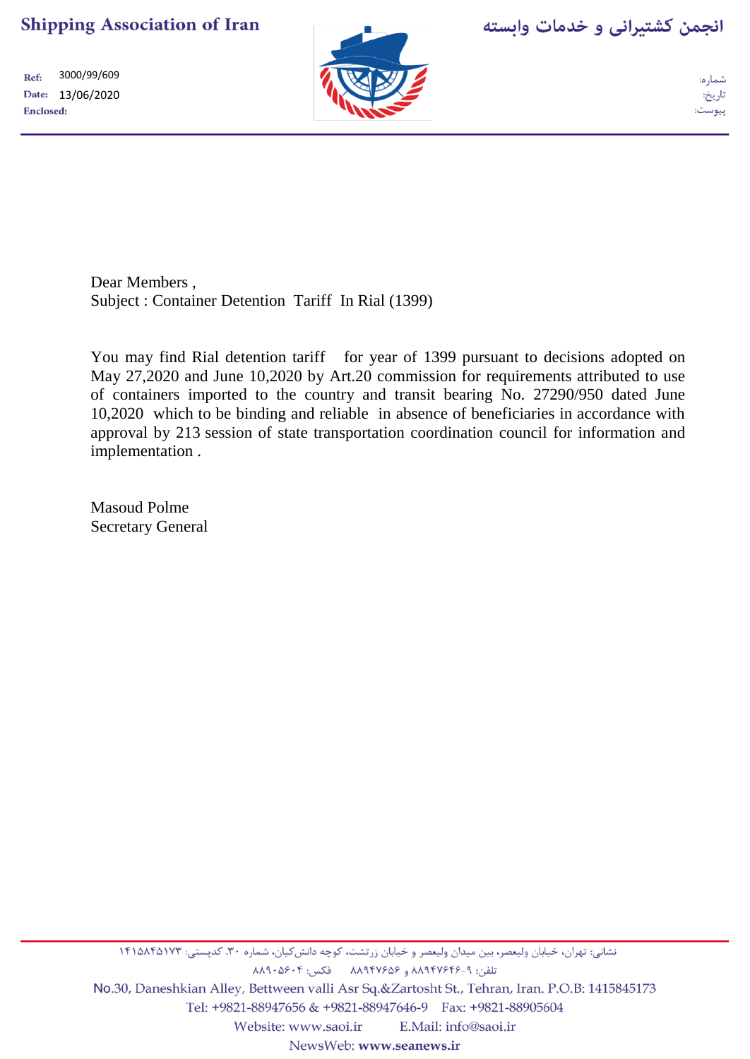**Shipping Association of Iran**

انجمن کشتیرانی و خدمات وابسته

Ref: 3000/99/609
Date: 13/06/2020
Enclosed:

شماره:
تاریخ:
پیوست:

Dear Members ,
Subject : Container Detention Tariff In Rial (1399)

You may find Rial detention tariff for year of 1399 pursuant to decisions adopted on May 27,2020 and June 10,2020 by Art.20 commission for requirements attributed to use of containers imported to the country and transit bearing No. 27290/950 dated June 10,2020 which to be binding and reliable in absence of beneficiaries in accordance with approval by 213 session of state transportation coordination council for information and implementation .

Masoud Polme
Secretary General

نشانی: تهران، خیابان ولیعصر، بین میدان ولیعصر و خیابان زرتشت، کوچه دانش‌کیان، شماره ۳۰. کدپستی: ۱۴۱۵۸۴۵۱۷۳
تلفن: ۹-۸۸۹۴۷۶۴۶ و ۸۸۹۴۷۶۵۶ فکس: ۸۸۹۰۵۶۰۴

No.30, Daneshkian Alley, Bettween valli Asr Sq.&Zartosht St., Tehran, Iran. P.O.B: 1415845173
Tel: +9821-88947656 & +9821-88947646-9 Fax: +9821-88905604
Website: www.saoi.ir E.Mail: info@saoi.ir
NewsWeb: **www.seanews.ir**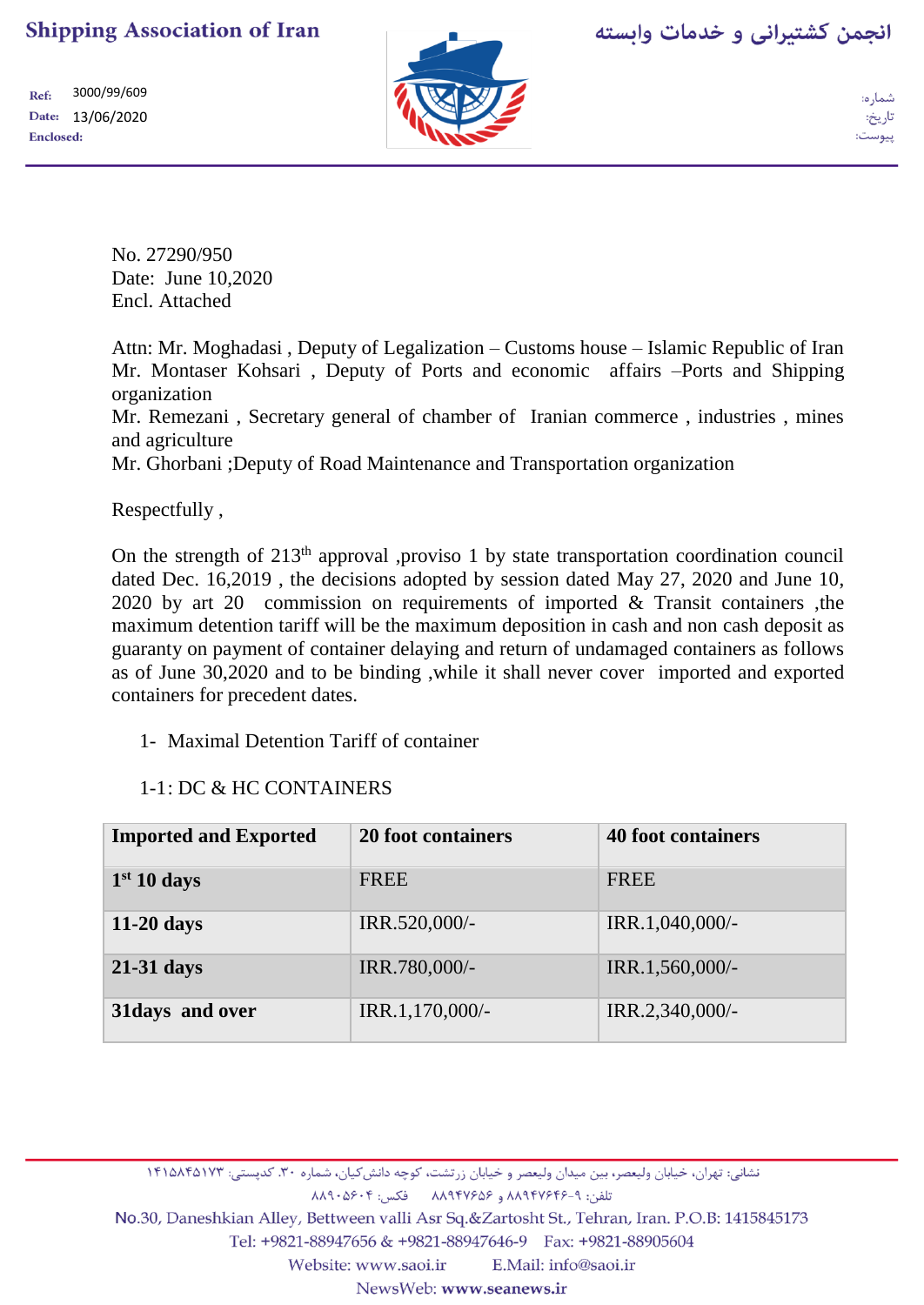No. 27290/950
Date: June 10,2020
Encl. Attached

Attn: Mr. Moghadasi , Deputy of Legalization – Customs house – Islamic Republic of Iran
Mr. Montaser Kohsari , Deputy of Ports and economic affairs –Ports and Shipping organization
Mr. Remezani , Secretary general of chamber of Iranian commerce , industries , mines and agriculture
Mr. Ghorbani ;Deputy of Road Maintenance and Transportation organization

Respectfully ,

On the strength of 213th approval ,proviso 1 by state transportation coordination council dated Dec. 16,2019 , the decisions adopted by session dated May 27, 2020 and June 10, 2020 by art 20 commission on requirements of imported & Transit containers ,the maximum detention tariff will be the maximum deposition in cash and non cash deposit as guaranty on payment of container delaying and return of undamaged containers as follows as of June 30,2020 and to be binding ,while it shall never cover imported and exported containers for precedent dates.

1- Maximal Detention Tariff of container

1-1: DC & HC CONTAINERS

| Imported and Exported | 20 foot containers | 40 foot containers |
|---|---|---|
| **1st 10 days** | FREE | FREE |
| **11-20 days** | IRR.520,000/- | IRR.1,040,000/- |
| **21-31 days** | IRR.780,000/- | IRR.1,560,000/- |
| **31days and over** | IRR.1,170,000/- | IRR.2,340,000/- |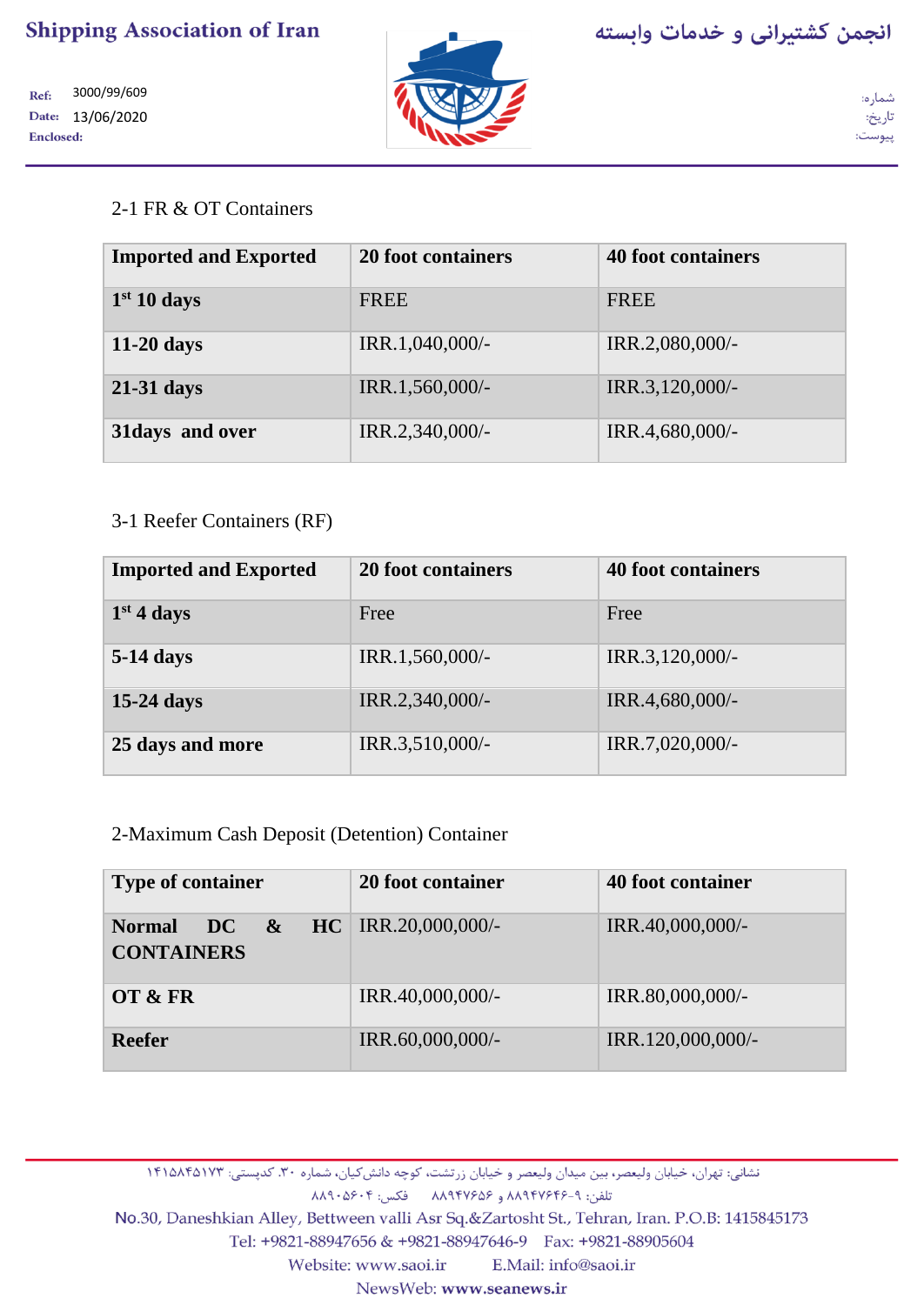2-1 FR & OT Containers

| Imported and Exported | 20 foot containers | 40 foot containers |
|---|---|---|
| **1st 10 days** | FREE | FREE |
| **11-20 days** | IRR.1,040,000/- | IRR.2,080,000/- |
| **21-31 days** | IRR.1,560,000/- | IRR.3,120,000/- |
| **31days and over** | IRR.2,340,000/- | IRR.4,680,000/- |

3-1 Reefer Containers (RF)

| Imported and Exported | 20 foot containers | 40 foot containers |
|---|---|---|
| **1st 4 days** | Free | Free |
| **5-14 days** | IRR.1,560,000/- | IRR.3,120,000/- |
| **15-24 days** | IRR.2,340,000/- | IRR.4,680,000/- |
| **25 days and more** | IRR.3,510,000/- | IRR.7,020,000/- |

2-Maximum Cash Deposit (Detention) Container

| Type of container | 20 foot container | 40 foot container |
|---|---|---|
| **Normal DC & HC CONTAINERS** | IRR.20,000,000/- | IRR.40,000,000/- |
| **OT & FR** | IRR.40,000,000/- | IRR.80,000,000/- |
| **Reefer** | IRR.60,000,000/- | IRR.120,000,000/- |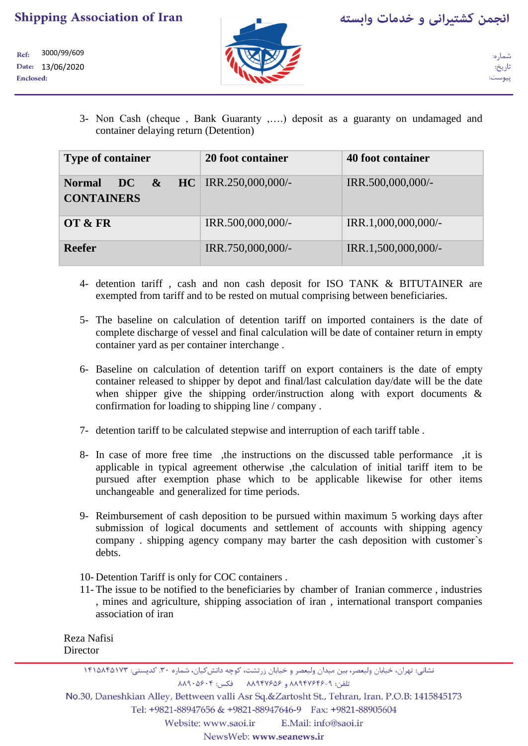3- Non Cash (cheque , Bank Guaranty ,….) deposit as a guaranty on undamaged and container delaying return (Detention)

| Type of container | 20 foot container | 40 foot container |
|---|---|---|
| **Normal DC & HC CONTAINERS** | IRR.250,000,000/- | IRR.500,000,000/- |
| **OT & FR** | IRR.500,000,000/- | IRR.1,000,000,000/- |
| **Reefer** | IRR.750,000,000/- | IRR.1,500,000,000/- |

4- detention tariff , cash and non cash deposit for ISO TANK & BITUTAINER are exempted from tariff and to be rested on mutual comprising between beneficiaries.

5- The baseline on calculation of detention tariff on imported containers is the date of complete discharge of vessel and final calculation will be date of container return in empty container yard as per container interchange .

6- Baseline on calculation of detention tariff on export containers is the date of empty container released to shipper by depot and final/last calculation day/date will be the date when shipper give the shipping order/instruction along with export documents & confirmation for loading to shipping line / company .

7- detention tariff to be calculated stepwise and interruption of each tariff table .

8- In case of more free time ,the instructions on the discussed table performance ,it is applicable in typical agreement otherwise ,the calculation of initial tariff item to be pursued after exemption phase which to be applicable likewise for other items unchangeable and generalized for time periods.

9- Reimbursement of cash deposition to be pursued within maximum 5 working days after submission of logical documents and settlement of accounts with shipping agency company . shipping agency company may barter the cash deposition with customer`s debts.

10- Detention Tariff is only for COC containers .

11- The issue to be notified to the beneficiaries by chamber of Iranian commerce , industries , mines and agriculture, shipping association of iran , international transport companies association of iran

Reza Nafisi
Director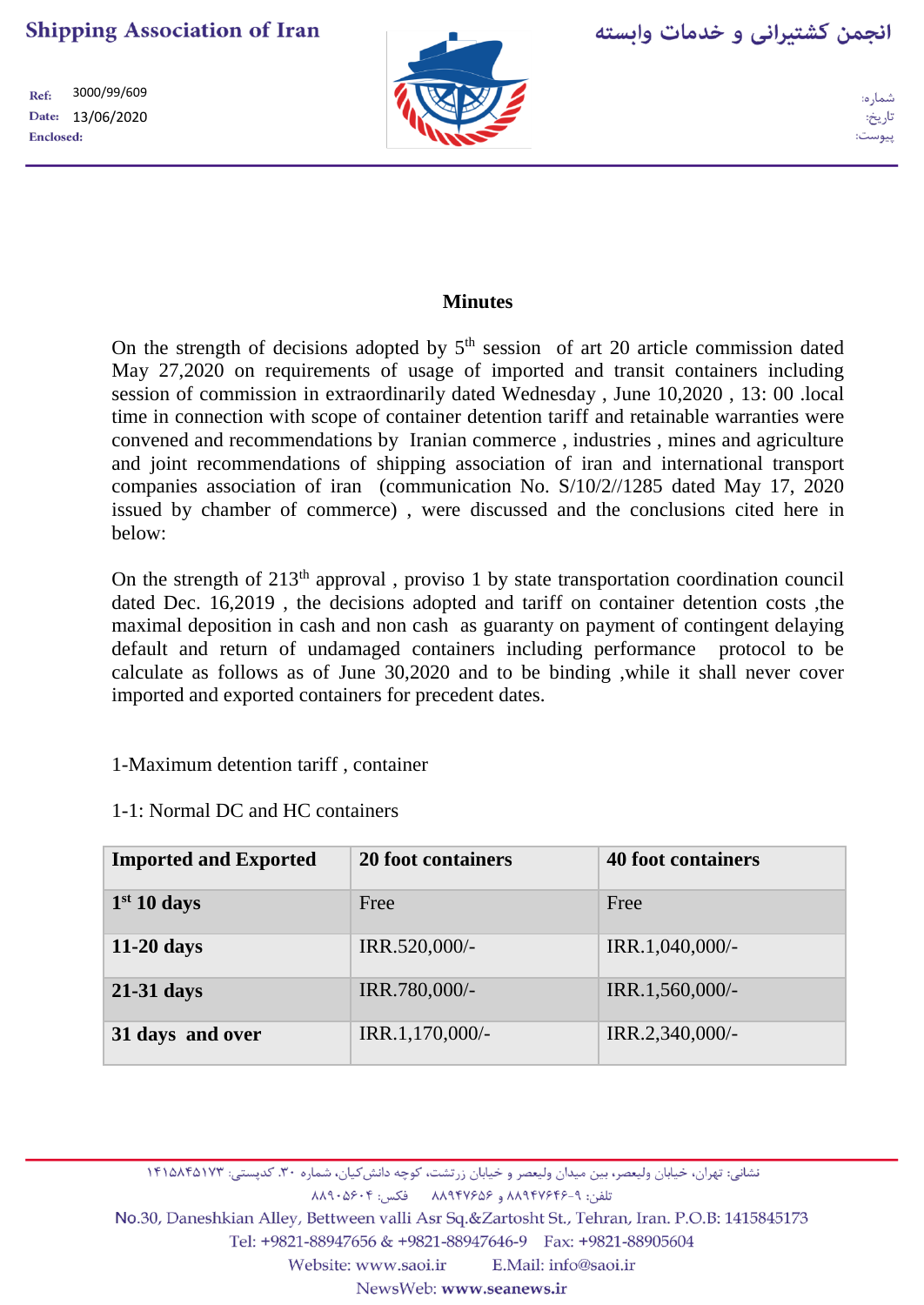**Shipping Association of Iran**

انجمن کشتیرانی و خدمات وابسته

Ref: 3000/99/609
Date: 13/06/2020
Enclosed:

شماره:
تاریخ:
پیوست:

## Minutes

On the strength of decisions adopted by 5th session of art 20 article commission dated May 27,2020 on requirements of usage of imported and transit containers including session of commission in extraordinarily dated Wednesday , June 10,2020 , 13: 00 .local time in connection with scope of container detention tariff and retainable warranties were convened and recommendations by Iranian commerce , industries , mines and agriculture and joint recommendations of shipping association of iran and international transport companies association of iran (communication No. S/10/2//1285 dated May 17, 2020 issued by chamber of commerce) , were discussed and the conclusions cited here in below:

On the strength of 213th approval , proviso 1 by state transportation coordination council dated Dec. 16,2019 , the decisions adopted and tariff on container detention costs ,the maximal deposition in cash and non cash as guaranty on payment of contingent delaying default and return of undamaged containers including performance protocol to be calculate as follows as of June 30,2020 and to be binding ,while it shall never cover imported and exported containers for precedent dates.

1-Maximum detention tariff , container

1-1: Normal DC and HC containers

| Imported and Exported | 20 foot containers | 40 foot containers |
|---|---|---|
| **1st 10 days** | Free | Free |
| **11-20 days** | IRR.520,000/- | IRR.1,040,000/- |
| **21-31 days** | IRR.780,000/- | IRR.1,560,000/- |
| **31 days and over** | IRR.1,170,000/- | IRR.2,340,000/- |

نشانی: تهران، خیابان ولیعصر، بین میدان ولیعصر و خیابان زرتشت، کوچه دانش‌کیان، شماره ۳۰. کدپستی: ۱۴۱۵۸۴۵۱۷۳
تلفن: ۹-۸۸۹۴۷۶۴۶ و ۸۸۹۴۷۶۵۶ فکس: ۸۸۹۰۵۶۰۴

No.30, Daneshkian Alley, Bettween valli Asr Sq.&Zartosht St., Tehran, Iran. P.O.B: 1415845173
Tel: +9821-88947656 & +9821-88947646-9 Fax: +9821-88905604
Website: www.saoi.ir E.Mail: info@saoi.ir
NewsWeb: **www.seanews.ir**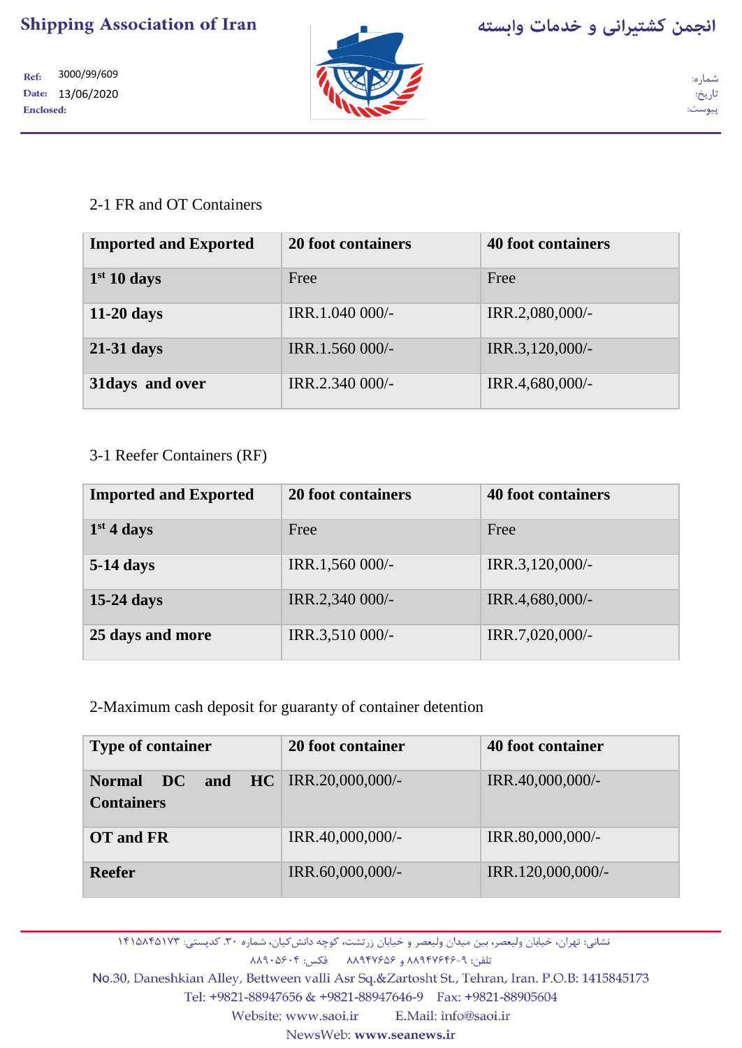2-1 FR and OT Containers

| Imported and Exported | 20 foot containers | 40 foot containers |
|---|---|---|
| **1st 10 days** | Free | Free |
| **11-20 days** | IRR.1.040 000/- | IRR.2,080,000/- |
| **21-31 days** | IRR.1.560 000/- | IRR.3,120,000/- |
| **31days and over** | IRR.2.340 000/- | IRR.4,680,000/- |

3-1 Reefer Containers (RF)

| Imported and Exported | 20 foot containers | 40 foot containers |
|---|---|---|
| **1st 4 days** | Free | Free |
| **5-14 days** | IRR.1,560 000/- | IRR.3,120,000/- |
| **15-24 days** | IRR.2,340 000/- | IRR.4,680,000/- |
| **25 days and more** | IRR.3,510 000/- | IRR.7,020,000/- |

2-Maximum cash deposit for guaranty of container detention

| Type of container | 20 foot container | 40 foot container |
|---|---|---|
| **Normal DC and HC Containers** | IRR.20,000,000/- | IRR.40,000,000/- |
| **OT and FR** | IRR.40,000,000/- | IRR.80,000,000/- |
| **Reefer** | IRR.60,000,000/- | IRR.120,000,000/- |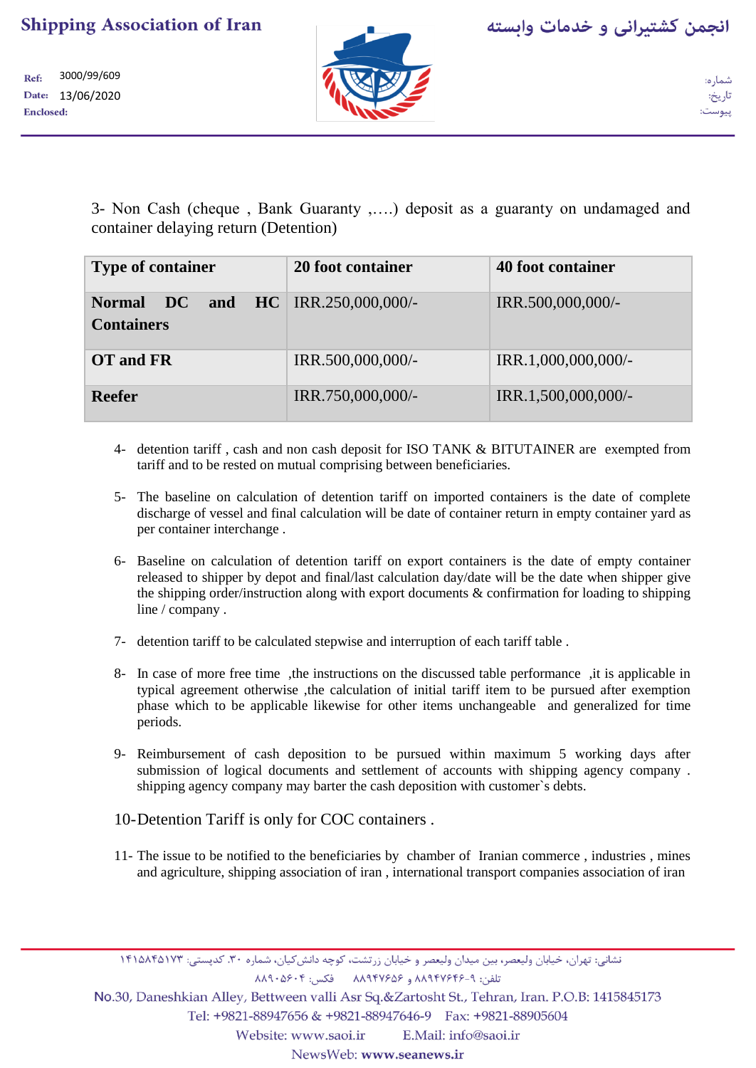3- Non Cash (cheque , Bank Guaranty ,….) deposit as a guaranty on undamaged and container delaying return (Detention)

| Type of container | 20 foot container | 40 foot container |
|---|---|---|
| **Normal DC and HC Containers** | IRR.250,000,000/- | IRR.500,000,000/- |
| **OT and FR** | IRR.500,000,000/- | IRR.1,000,000,000/- |
| **Reefer** | IRR.750,000,000/- | IRR.1,500,000,000/- |

4- detention tariff , cash and non cash deposit for ISO TANK & BITUTAINER are exempted from tariff and to be rested on mutual comprising between beneficiaries.

5- The baseline on calculation of detention tariff on imported containers is the date of complete discharge of vessel and final calculation will be date of container return in empty container yard as per container interchange .

6- Baseline on calculation of detention tariff on export containers is the date of empty container released to shipper by depot and final/last calculation day/date will be the date when shipper give the shipping order/instruction along with export documents & confirmation for loading to shipping line / company .

7- detention tariff to be calculated stepwise and interruption of each tariff table .

8- In case of more free time ,the instructions on the discussed table performance ,it is applicable in typical agreement otherwise ,the calculation of initial tariff item to be pursued after exemption phase which to be applicable likewise for other items unchangeable and generalized for time periods.

9- Reimbursement of cash deposition to be pursued within maximum 5 working days after submission of logical documents and settlement of accounts with shipping agency company . shipping agency company may barter the cash deposition with customer`s debts.

10- Detention Tariff is only for COC containers .

11- The issue to be notified to the beneficiaries by chamber of Iranian commerce , industries , mines and agriculture, shipping association of iran , international transport companies association of iran